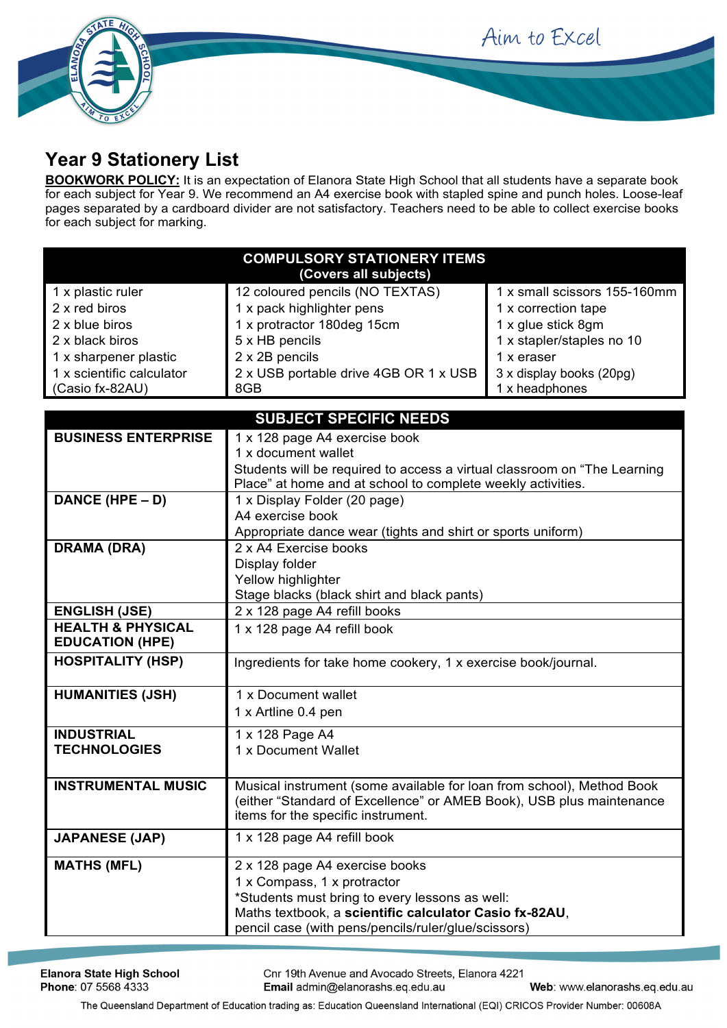Aim to Excel

# Year 9 Stationery List

**BOOKWORK POLICY:** It is an expectation of Elanora State High School that all students have a separate book for each subject for Year 9. We recommend an A4 exercise book with stapled spine and punch holes. Loose-leaf pages separated by a cardboard divider are not satisfactory. Teachers need to be able to collect exercise books for each subject for marking.

| COMPULSORY STATIONERY ITEMS (Covers all subjects) | | |
|---|---|---|
| 1 x plastic ruler | 12 coloured pencils (NO TEXTAS) | 1 x small scissors 155-160mm |
| 2 x red biros | 1 x pack highlighter pens | 1 x correction tape |
| 2 x blue biros | 1 x protractor 180deg 15cm | 1 x glue stick 8gm |
| 2 x black biros | 5 x HB pencils | 1 x stapler/staples no 10 |
| 1 x sharpener plastic | 2 x 2B pencils | 1 x eraser |
| 1 x scientific calculator (Casio fx-82AU) | 2 x USB portable drive 4GB OR 1 x USB 8GB | 3 x display books (20pg)<br>1 x headphones |

| SUBJECT SPECIFIC NEEDS | |
|---|---|
| **BUSINESS ENTERPRISE** | 1 x 128 page A4 exercise book<br>1 x document wallet<br>Students will be required to access a virtual classroom on "The Learning Place" at home and at school to complete weekly activities. |
| **DANCE (HPE – D)** | 1 x Display Folder (20 page)<br>A4 exercise book<br>Appropriate dance wear (tights and shirt or sports uniform) |
| **DRAMA (DRA)** | 2 x A4 Exercise books<br>Display folder<br>Yellow highlighter<br>Stage blacks (black shirt and black pants) |
| **ENGLISH (JSE)** | 2 x 128 page A4 refill books |
| **HEALTH & PHYSICAL EDUCATION (HPE)** | 1 x 128 page A4 refill book |
| **HOSPITALITY (HSP)** | Ingredients for take home cookery, 1 x exercise book/journal. |
| **HUMANITIES (JSH)** | 1 x Document wallet<br>1 x Artline 0.4 pen |
| **INDUSTRIAL TECHNOLOGIES** | 1 x 128 Page A4<br>1 x Document Wallet |
| **INSTRUMENTAL MUSIC** | Musical instrument (some available for loan from school), Method Book (either "Standard of Excellence" or AMEB Book), USB plus maintenance items for the specific instrument. |
| **JAPANESE (JAP)** | 1 x 128 page A4 refill book |
| **MATHS (MFL)** | 2 x 128 page A4 exercise books<br>1 x Compass, 1 x protractor<br>*Students must bring to every lessons as well:<br>Maths textbook, a **scientific calculator Casio fx-82AU**,<br>pencil case (with pens/pencils/ruler/glue/scissors) |

**Elanora State High School**
**Phone**: 07 5568 4333
Cnr 19th Avenue and Avocado Streets, Elanora 4221
**Email** admin@elanorashs.eq.edu.au
**Web**: www.elanorashs.eq.edu.au
The Queensland Department of Education trading as: Education Queensland International (EQI) CRICOS Provider Number: 00608A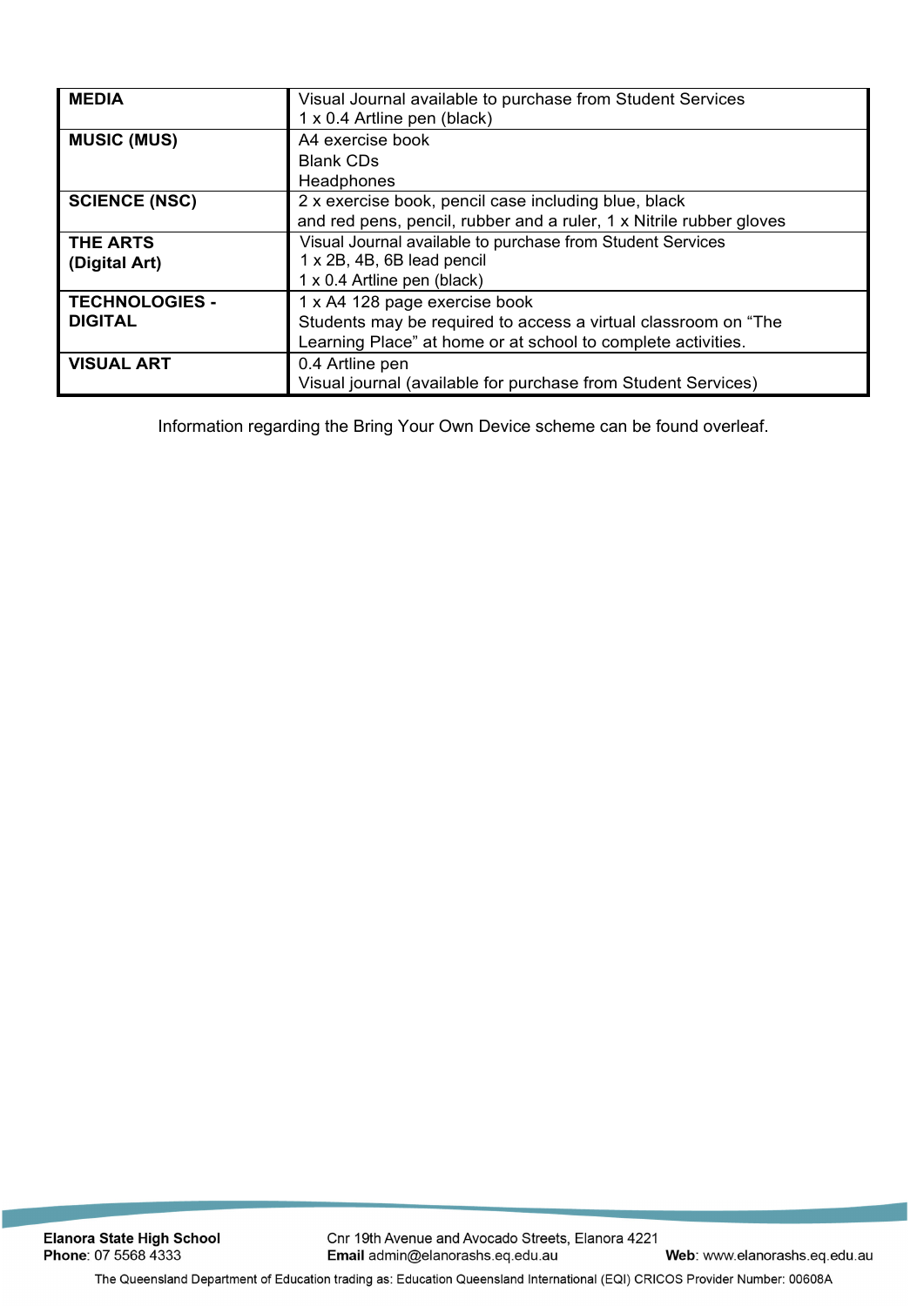| | |
|---|---|
| **MEDIA** | Visual Journal available to purchase from Student Services<br>1 x 0.4 Artline pen (black) |
| **MUSIC (MUS)** | A4 exercise book<br>Blank CDs<br>Headphones |
| **SCIENCE (NSC)** | 2 x exercise book, pencil case including blue, black and red pens, pencil, rubber and a ruler, 1 x Nitrile rubber gloves |
| **THE ARTS (Digital Art)** | Visual Journal available to purchase from Student Services<br>1 x 2B, 4B, 6B lead pencil<br>1 x 0.4 Artline pen (black) |
| **TECHNOLOGIES - DIGITAL** | 1 x A4 128 page exercise book<br>Students may be required to access a virtual classroom on "The Learning Place" at home or at school to complete activities. |
| **VISUAL ART** | 0.4 Artline pen<br>Visual journal (available for purchase from Student Services) |

Information regarding the Bring Your Own Device scheme can be found overleaf.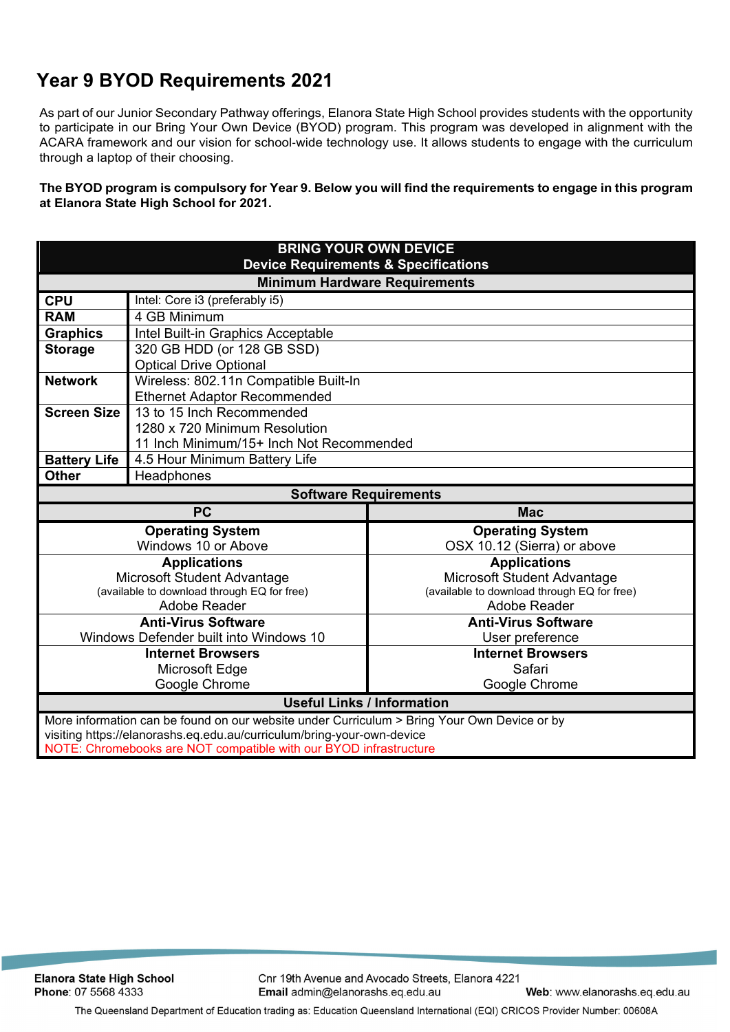# Year 9 BYOD Requirements 2021

As part of our Junior Secondary Pathway offerings, Elanora State High School provides students with the opportunity to participate in our Bring Your Own Device (BYOD) program. This program was developed in alignment with the ACARA framework and our vision for school-wide technology use. It allows students to engage with the curriculum through a laptop of their choosing.

**The BYOD program is compulsory for Year 9. Below you will find the requirements to engage in this program at Elanora State High School for 2021.**

| **BRING YOUR OWN DEVICE<br>Device Requirements & Specifications** | |
|---|---|
| **Minimum Hardware Requirements** | |
| **CPU** | Intel: Core i3 (preferably i5) |
| **RAM** | 4 GB Minimum |
| **Graphics** | Intel Built-in Graphics Acceptable |
| **Storage** | 320 GB HDD (or 128 GB SSD)<br>Optical Drive Optional |
| **Network** | Wireless: 802.11n Compatible Built-In<br>Ethernet Adaptor Recommended |
| **Screen Size** | 13 to 15 Inch Recommended<br>1280 x 720 Minimum Resolution<br>11 Inch Minimum/15+ Inch Not Recommended |
| **Battery Life** | 4.5 Hour Minimum Battery Life |
| **Other** | Headphones |

| **Software Requirements** | |
|---|---|
| **PC** | **Mac** |
| **Operating System**<br>Windows 10 or Above | **Operating System**<br>OSX 10.12 (Sierra) or above |
| **Applications**<br>Microsoft Student Advantage<br>(available to download through EQ for free)<br>Adobe Reader | **Applications**<br>Microsoft Student Advantage<br>(available to download through EQ for free)<br>Adobe Reader |
| **Anti-Virus Software**<br>Windows Defender built into Windows 10 | **Anti-Virus Software**<br>User preference |
| **Internet Browsers**<br>Microsoft Edge<br>Google Chrome | **Internet Browsers**<br>Safari<br>Google Chrome |

**Useful Links / Information**

More information can be found on our website under Curriculum > Bring Your Own Device or by visiting https://elanorashs.eq.edu.au/curriculum/bring-your-own-device

NOTE: Chromebooks are NOT compatible with our BYOD infrastructure

**Elanora State High School**
**Phone**: 07 5568 4333

Cnr 19th Avenue and Avocado Streets, Elanora 4221
**Email** admin@elanorashs.eq.edu.au

**Web**: www.elanorashs.eq.edu.au

The Queensland Department of Education trading as: Education Queensland International (EQI) CRICOS Provider Number: 00608A